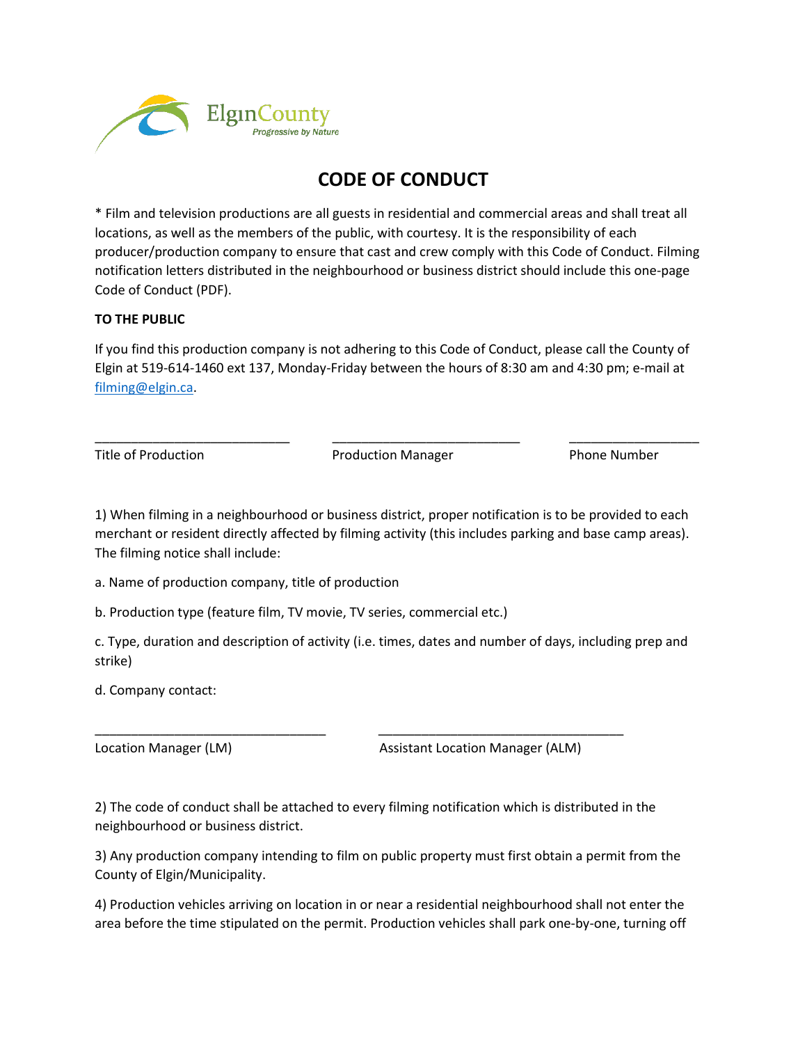ElginCounty
Progressive by Nature

# CODE OF CONDUCT

* Film and television productions are all guests in residential and commercial areas and shall treat all locations, as well as the members of the public, with courtesy. It is the responsibility of each producer/production company to ensure that cast and crew comply with this Code of Conduct. Filming notification letters distributed in the neighbourhood or business district should include this one-page Code of Conduct (PDF).

**TO THE PUBLIC**

If you find this production company is not adhering to this Code of Conduct, please call the County of Elgin at 519-614-1460 ext 137, Monday-Friday between the hours of 8:30 am and 4:30 pm; e-mail at filming@elgin.ca.

| ___________________________ | ___________________________ | ___________________ |
|---|---|---|
| Title of Production | Production Manager | Phone Number |

1) When filming in a neighbourhood or business district, proper notification is to be provided to each merchant or resident directly affected by filming activity (this includes parking and base camp areas). The filming notice shall include:

a. Name of production company, title of production

b. Production type (feature film, TV movie, TV series, commercial etc.)

c. Type, duration and description of activity (i.e. times, dates and number of days, including prep and strike)

d. Company contact:

| ________________________________ | __________________________________ |
|---|---|
| Location Manager (LM) | Assistant Location Manager (ALM) |

2) The code of conduct shall be attached to every filming notification which is distributed in the neighbourhood or business district.

3) Any production company intending to film on public property must first obtain a permit from the County of Elgin/Municipality.

4) Production vehicles arriving on location in or near a residential neighbourhood shall not enter the area before the time stipulated on the permit. Production vehicles shall park one-by-one, turning off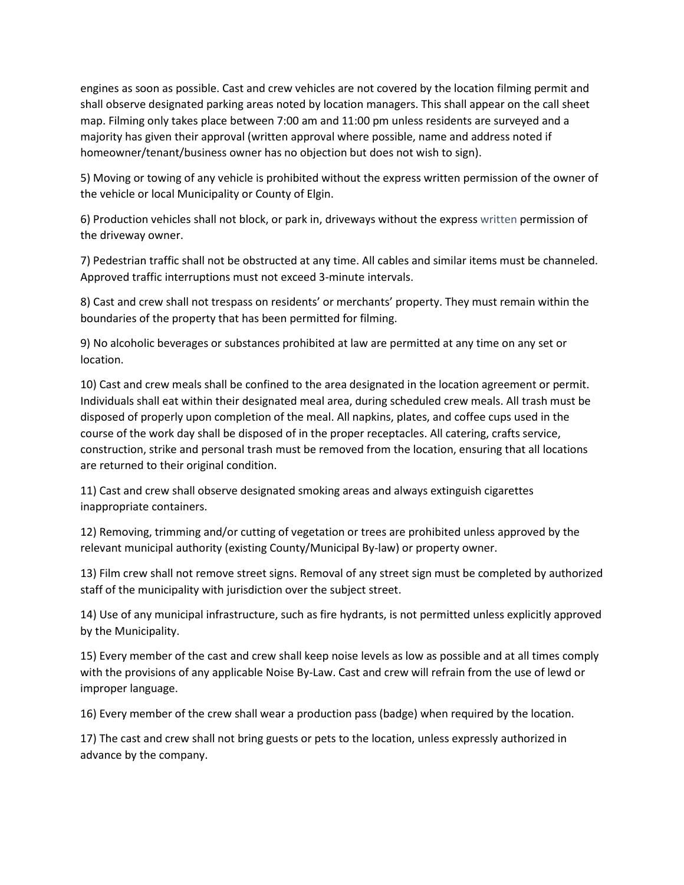engines as soon as possible. Cast and crew vehicles are not covered by the location filming permit and shall observe designated parking areas noted by location managers. This shall appear on the call sheet map. Filming only takes place between 7:00 am and 11:00 pm unless residents are surveyed and a majority has given their approval (written approval where possible, name and address noted if homeowner/tenant/business owner has no objection but does not wish to sign).

5) Moving or towing of any vehicle is prohibited without the express written permission of the owner of the vehicle or local Municipality or County of Elgin.

6) Production vehicles shall not block, or park in, driveways without the express written permission of the driveway owner.

7) Pedestrian traffic shall not be obstructed at any time. All cables and similar items must be channeled. Approved traffic interruptions must not exceed 3-minute intervals.

8) Cast and crew shall not trespass on residents' or merchants' property. They must remain within the boundaries of the property that has been permitted for filming.

9) No alcoholic beverages or substances prohibited at law are permitted at any time on any set or location.

10) Cast and crew meals shall be confined to the area designated in the location agreement or permit. Individuals shall eat within their designated meal area, during scheduled crew meals. All trash must be disposed of properly upon completion of the meal. All napkins, plates, and coffee cups used in the course of the work day shall be disposed of in the proper receptacles. All catering, crafts service, construction, strike and personal trash must be removed from the location, ensuring that all locations are returned to their original condition.

11) Cast and crew shall observe designated smoking areas and always extinguish cigarettes inappropriate containers.

12) Removing, trimming and/or cutting of vegetation or trees are prohibited unless approved by the relevant municipal authority (existing County/Municipal By-law) or property owner.

13) Film crew shall not remove street signs. Removal of any street sign must be completed by authorized staff of the municipality with jurisdiction over the subject street.

14) Use of any municipal infrastructure, such as fire hydrants, is not permitted unless explicitly approved by the Municipality.

15) Every member of the cast and crew shall keep noise levels as low as possible and at all times comply with the provisions of any applicable Noise By-Law. Cast and crew will refrain from the use of lewd or improper language.

16) Every member of the crew shall wear a production pass (badge) when required by the location.

17) The cast and crew shall not bring guests or pets to the location, unless expressly authorized in advance by the company.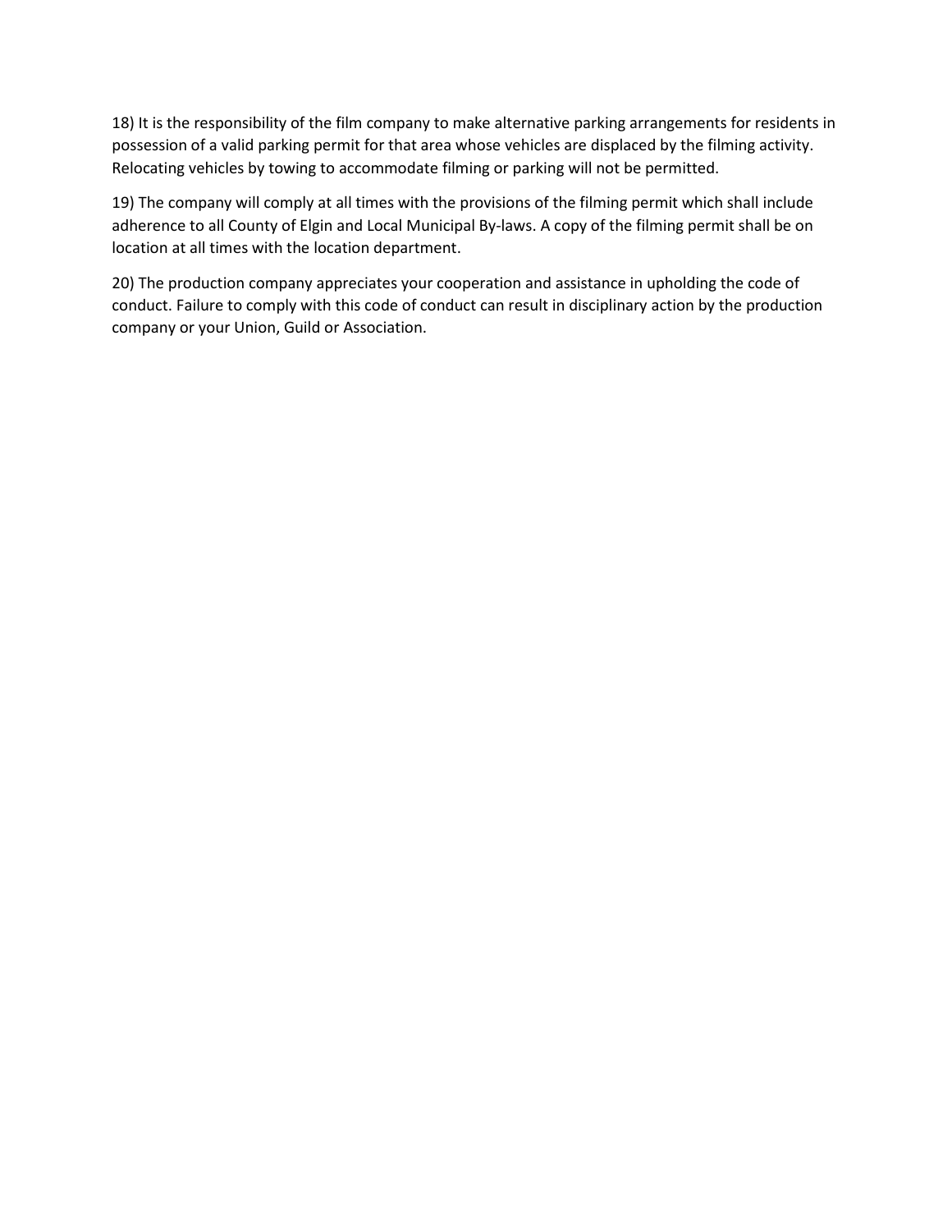18) It is the responsibility of the film company to make alternative parking arrangements for residents in possession of a valid parking permit for that area whose vehicles are displaced by the filming activity. Relocating vehicles by towing to accommodate filming or parking will not be permitted.

19) The company will comply at all times with the provisions of the filming permit which shall include adherence to all County of Elgin and Local Municipal By-laws. A copy of the filming permit shall be on location at all times with the location department.

20) The production company appreciates your cooperation and assistance in upholding the code of conduct. Failure to comply with this code of conduct can result in disciplinary action by the production company or your Union, Guild or Association.